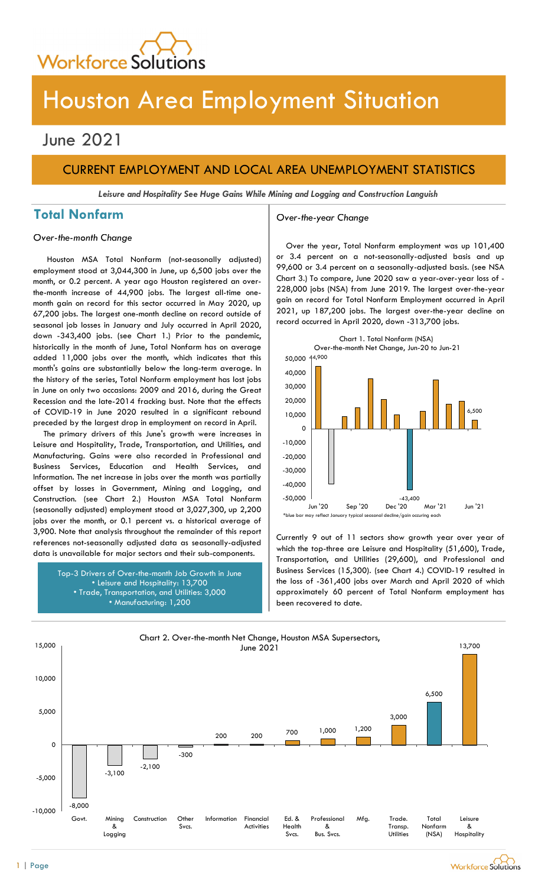# Houston Area Employment Situation

## June 2021

## CURRENT EMPLOYMENT AND LOCAL AREA UNEMPLOYMENT STATISTICS

***Leisure and Hospitality See Huge Gains While Mining and Logging and Construction Languish***

## Total Nonfarm

*Over-the-month Change*

Houston MSA Total Nonfarm (not-seasonally adjusted) employment stood at 3,044,300 in June, up 6,500 jobs over the month, or 0.2 percent. A year ago Houston registered an over-the-month increase of 44,900 jobs. The largest all-time one-month gain on record for this sector occurred in May 2020, up 67,200 jobs. The largest one-month decline on record outside of seasonal job losses in January and July occurred in April 2020, down -343,400 jobs. (see Chart 1.) Prior to the pandemic, historically in the month of June, Total Nonfarm has on average added 11,000 jobs over the month, which indicates that this month's gains are substantially below the long-term average. In the history of the series, Total Nonfarm employment has lost jobs in June on only two occasions: 2009 and 2016, during the Great Recession and the late-2014 fracking bust. Note that the effects of COVID-19 in June 2020 resulted in a significant rebound preceded by the largest drop in employment on record in April.

The primary drivers of this June's growth were increases in Leisure and Hospitality, Trade, Transportation, and Utilities, and Manufacturing. Gains were also recorded in Professional and Business Services, Education and Health Services, and Information. The net increase in jobs over the month was partially offset by losses in Government, Mining and Logging, and Construction. (see Chart 2.) Houston MSA Total Nonfarm (seasonally adjusted) employment stood at 3,027,300, up 2,200 jobs over the month, or 0.1 percent vs. a historical average of 3,900. Note that analysis throughout the remainder of this report references not-seasonally adjusted data as seasonally-adjusted data is unavailable for major sectors and their sub-components.

Top-3 Drivers of Over-the-month Job Growth in June
- Leisure and Hospitality: 13,700
- Trade, Transportation, and Utilities: 3,000
- Manufacturing: 1,200

*Over-the-year Change*

Over the year, Total Nonfarm employment was up 101,400 or 3.4 percent on a not-seasonally-adjusted basis and up 99,600 or 3.4 percent on a seasonally-adjusted basis. (see NSA Chart 3.) To compare, June 2020 saw a year-over-year loss of -228,000 jobs (NSA) from June 2019. The largest over-the-year gain on record for Total Nonfarm Employment occurred in April 2021, up 187,200 jobs. The largest over-the-year decline on record occurred in April 2020, down -313,700 jobs.

Chart 1. Total Nonfarm (NSA) Over-the-month Net Change, Jun-20 to Jun-21

| Month | Net Change |
|---|---|
| Jun '20 | 44,900 |
| Dec '20 | -43,400 |
| Jun '21 | 6,500 |

*blue bar may reflect January typical seasonal decline/gain occuring each

Currently 9 out of 11 sectors show growth year over year of which the top-three are Leisure and Hospitality (51,600), Trade, Transportation, and Utilities (29,600), and Professional and Business Services (15,300). (see Chart 4.) COVID-19 resulted in the loss of -361,400 jobs over March and April 2020 of which approximately 60 percent of Total Nonfarm employment has been recovered to date.

Chart 2. Over-the-month Net Change, Houston MSA Supersectors, June 2021

| Sector | Net Change |
|---|---|
| Govt. | -8,000 |
| Mining & Logging | -3,100 |
| Construction | -2,100 |
| Other Svcs. | -300 |
| Information | 200 |
| Financial Activities | 200 |
| Ed. & Health Svcs. | 700 |
| Professional & Bus. Svcs. | 1,000 |
| Mfg. | 1,200 |
| Trade. Transp. Utilities | 3,000 |
| Total Nonfarm (NSA) | 6,500 |
| Leisure & Hospitality | 13,700 |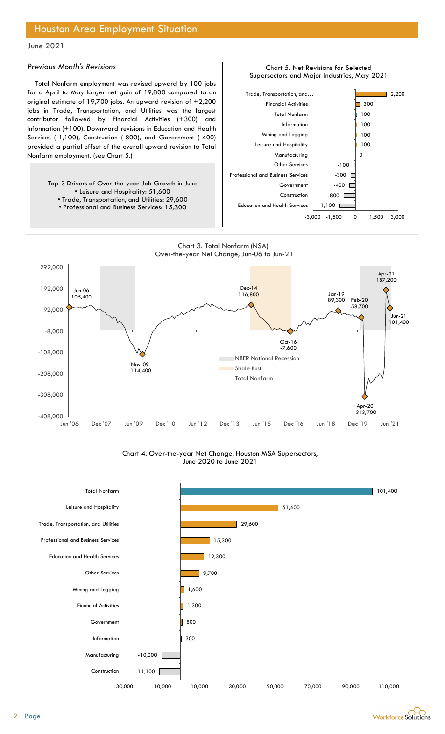# Houston Area Employment Situation

June 2021

### *Previous Month's Revisions*

Total Nonfarm employment was revised upward by 100 jobs for a April to May larger net gain of 19,800 compared to an original estimate of 19,700 jobs. An upward revision of +2,200 jobs in Trade, Transportation, and Utilities was the largest contributor followed by Financial Activities (+300) and Information (+100). Downward revisions in Education and Health Services (-1,100), Construction (-800), and Government (-400) provided a partial offset of the overall upward revision to Total Nonfarm employment. (see Chart 5.)

Top-3 Drivers of Over-the-year Job Growth in June

- Leisure and Hospitality: 51,600
- Trade, Transportation, and Utilities: 29,600
- Professional and Business Services: 15,300

Chart 5. Net Revisions for Selected Supersectors and Major Industries, May 2021

| Supersector | Revision |
|---|---|
| Trade, Transportation, and… | 2,200 |
| Financial Activities | 300 |
| Total Nonfarm | 100 |
| Information | 100 |
| Mining and Logging | 100 |
| Leisure and Hospitality | 100 |
| Manufacturing | 0 |
| Other Services | -100 |
| Professional and Business Services | -300 |
| Government | -400 |
| Construction | -800 |
| Education and Health Services | -1,100 |

Chart 3. Total Nonfarm (NSA) Over-the-year Net Change, Jun-06 to Jun-21

| Date | Net Change |
|---|---|
| Jun-06 | 105,400 |
| Nov-09 | -114,400 |
| Dec-14 | 116,800 |
| Oct-16 | -7,600 |
| Jan-19 | 89,300 |
| Feb-20 | 58,700 |
| Apr-20 | -313,700 |
| Apr-21 | 187,200 |
| Jun-21 | 101,400 |

Legend: NBER National Recession; Shale Bust; Total Nonfarm

Chart 4. Over-the-year Net Change, Houston MSA Supersectors, June 2020 to June 2021

| Supersector | Net Change |
|---|---|
| Total Nonfarm | 101,400 |
| Leisure and Hospitality | 51,600 |
| Trade, Transportation, and Utilities | 29,600 |
| Professional and Business Services | 15,300 |
| Education and Health Services | 12,300 |
| Other Services | 9,700 |
| Mining and Logging | 1,600 |
| Financial Activities | 1,300 |
| Government | 800 |
| Information | 300 |
| Manufacturing | -10,000 |
| Construction | -11,100 |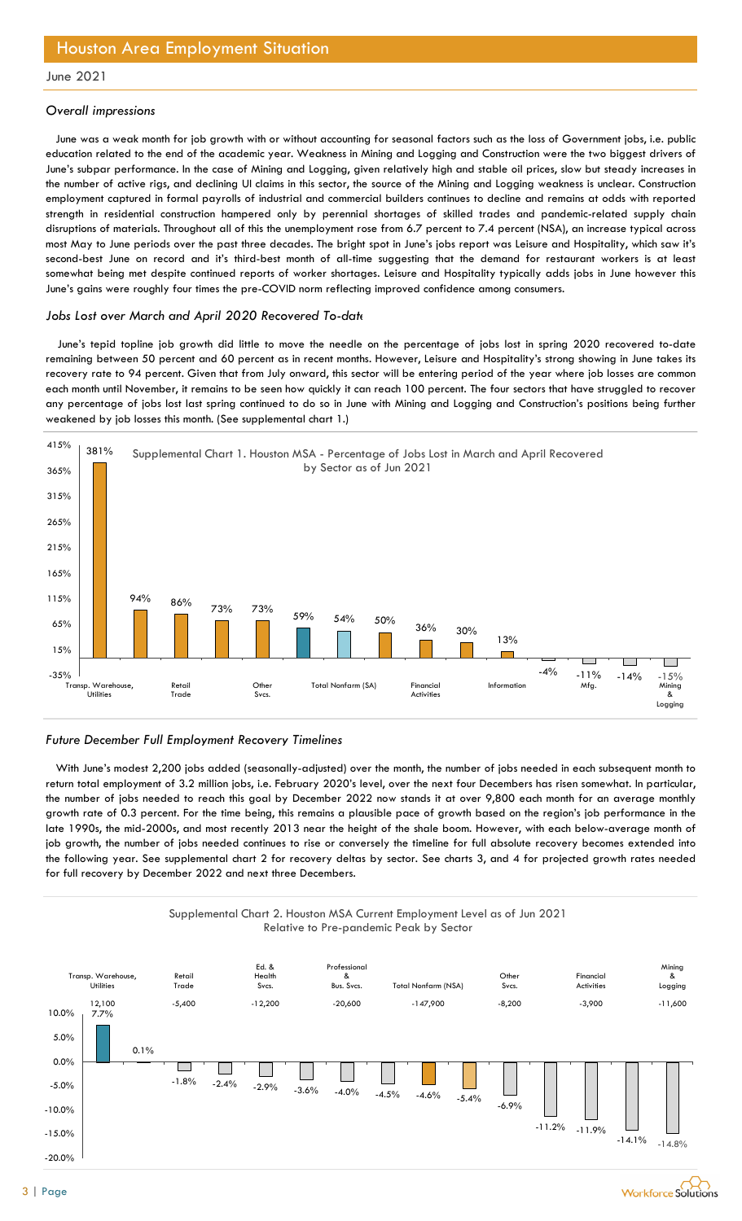# Houston Area Employment Situation

June 2021

### *Overall impressions*

June was a weak month for job growth with or without accounting for seasonal factors such as the loss of Government jobs, i.e. public education related to the end of the academic year. Weakness in Mining and Logging and Construction were the two biggest drivers of June's subpar performance. In the case of Mining and Logging, given relatively high and stable oil prices, slow but steady increases in the number of active rigs, and declining UI claims in this sector, the source of the Mining and Logging weakness is unclear. Construction employment captured in formal payrolls of industrial and commercial builders continues to decline and remains at odds with reported strength in residential construction hampered only by perennial shortages of skilled trades and pandemic-related supply chain disruptions of materials. Throughout all of this the unemployment rose from 6.7 percent to 7.4 percent (NSA), an increase typical across most May to June periods over the past three decades. The bright spot in June's jobs report was Leisure and Hospitality, which saw it's second-best June on record and it's third-best month of all-time suggesting that the demand for restaurant workers is at least somewhat being met despite continued reports of worker shortages. Leisure and Hospitality typically adds jobs in June however this June's gains were roughly four times the pre-COVID norm reflecting improved confidence among consumers.

### *Jobs Lost over March and April 2020 Recovered To-date*

June's tepid topline job growth did little to move the needle on the percentage of jobs lost in spring 2020 recovered to-date remaining between 50 percent and 60 percent as in recent months. However, Leisure and Hospitality's strong showing in June takes its recovery rate to 94 percent. Given that from July onward, this sector will be entering period of the year where job losses are common each month until November, it remains to be seen how quickly it can reach 100 percent. The four sectors that have struggled to recover any percentage of jobs lost last spring continued to do so in June with Mining and Logging and Construction's positions being further weakened by job losses this month. (See supplemental chart 1.)

Supplemental Chart 1. Houston MSA - Percentage of Jobs Lost in March and April Recovered by Sector as of Jun 2021

| Sector | Percentage |
|---|---|
| Transp. Warehouse, Utilities | 381% |
| | 94% |
| Retail Trade | 86% |
| | 73% |
| Other Svcs. | 73% |
| | 59% |
| Total Nonfarm (SA) | 54% |
| | 50% |
| Financial Activities | 36% |
| | 30% |
| Information | 13% |
| | -4% |
| Mfg. | -11% |
| | -14% |
| Mining & Logging | -15% |

### *Future December Full Employment Recovery Timelines*

With June's modest 2,200 jobs added (seasonally-adjusted) over the month, the number of jobs needed in each subsequent month to return total employment of 3.2 million jobs, i.e. February 2020's level, over the next four Decembers has risen somewhat. In particular, the number of jobs needed to reach this goal by December 2022 now stands it at over 9,800 each month for an average monthly growth rate of 0.3 percent. For the time being, this remains a plausible pace of growth based on the region's job performance in the late 1990s, the mid-2000s, and most recently 2013 near the height of the shale boom. However, with each below-average month of job growth, the number of jobs needed continues to rise or conversely the timeline for full absolute recovery becomes extended into the following year. See supplemental chart 2 for recovery deltas by sector. See charts 3, and 4 for projected growth rates needed for full recovery by December 2022 and next three Decembers.

Supplemental Chart 2. Houston MSA Current Employment Level as of Jun 2021 Relative to Pre-pandemic Peak by Sector

| Sector | Jobs | Percentage |
|---|---|---|
| Transp. Warehouse, Utilities | 12,100 | 7.7% |
| | | 0.1% |
| Retail Trade | -5,400 | -1.8% |
| | | -2.4% |
| Ed. & Health Svcs. | -12,200 | -2.9% |
| | | -3.6% |
| Professional & Bus. Svcs. | -20,600 | -4.0% |
| | | -4.5% |
| Total Nonfarm (NSA) | -147,900 | -4.6% |
| | | -5.4% |
| Other Svcs. | -8,200 | -6.9% |
| | | -11.2% |
| Financial Activities | -3,900 | -11.9% |
| | | -14.1% |
| Mining & Logging | -11,600 | -14.8% |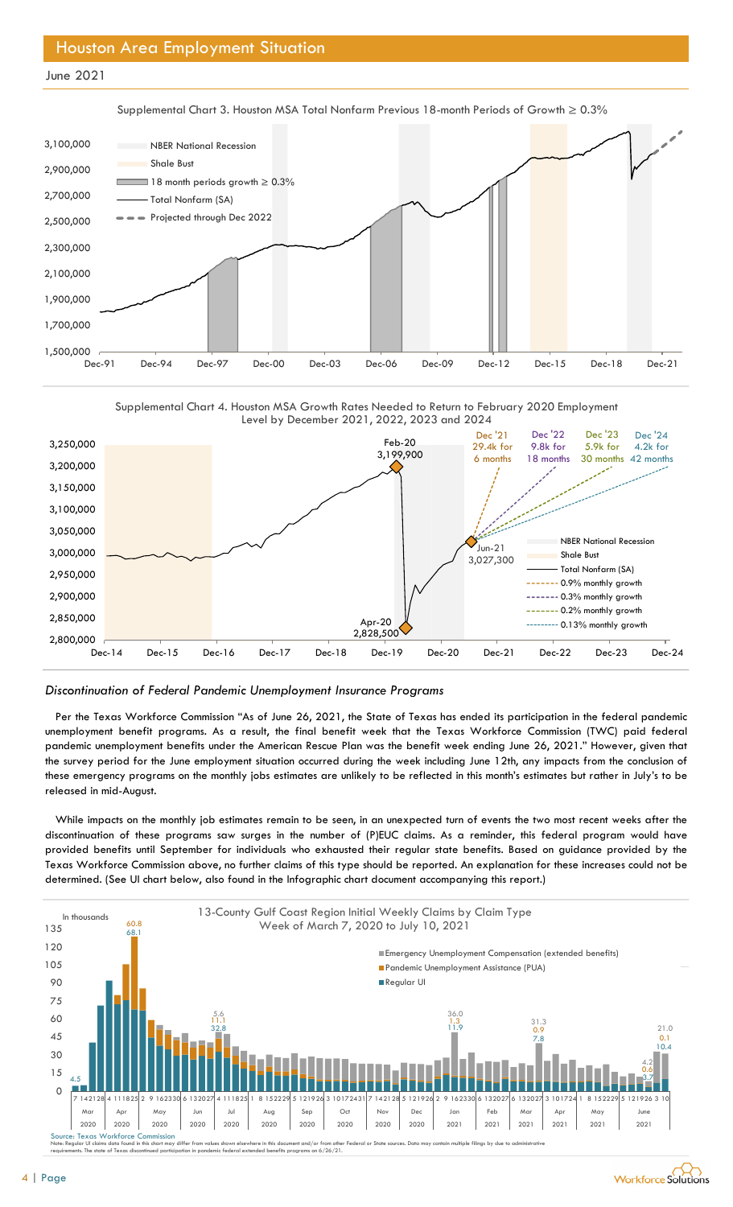## Houston Area Employment Situation

June 2021

Supplemental Chart 3. Houston MSA Total Nonfarm Previous 18-month Periods of Growth ≥ 0.3%

Supplemental Chart 4. Houston MSA Growth Rates Needed to Return to February 2020 Employment Level by December 2021, 2022, 2023 and 2024

### *Discontinuation of Federal Pandemic Unemployment Insurance Programs*

Per the Texas Workforce Commission "As of June 26, 2021, the State of Texas has ended its participation in the federal pandemic unemployment benefit programs. As a result, the final benefit week that the Texas Workforce Commission (TWC) paid federal pandemic unemployment benefits under the American Rescue Plan was the benefit week ending June 26, 2021." However, given that the survey period for the June employment situation occurred during the week including June 12th, any impacts from the conclusion of these emergency programs on the monthly jobs estimates are unlikely to be reflected in this month's estimates but rather in July's to be released in mid-August.

While impacts on the monthly job estimates remain to be seen, in an unexpected turn of events the two most recent weeks after the discontinuation of these programs saw surges in the number of (P)EUC claims. As a reminder, this federal program would have provided benefits until September for individuals who exhausted their regular state benefits. Based on guidance provided by the Texas Workforce Commission above, no further claims of this type should be reported. An explanation for these increases could not be determined. (See UI chart below, also found in the Infographic chart document accompanying this report.)

13-County Gulf Coast Region Initial Weekly Claims by Claim Type
Week of March 7, 2020 to July 10, 2021

Source: Texas Workforce Commission
Note: Regular UI claims data found in this chart may differ from values shown elsewhere in this document and/or from other Federal or State sources. Data may contain multiple filings by due to administrative requirements. The state of Texas discontinued participation in pandemic federal extended benefits programs on 6/26/21.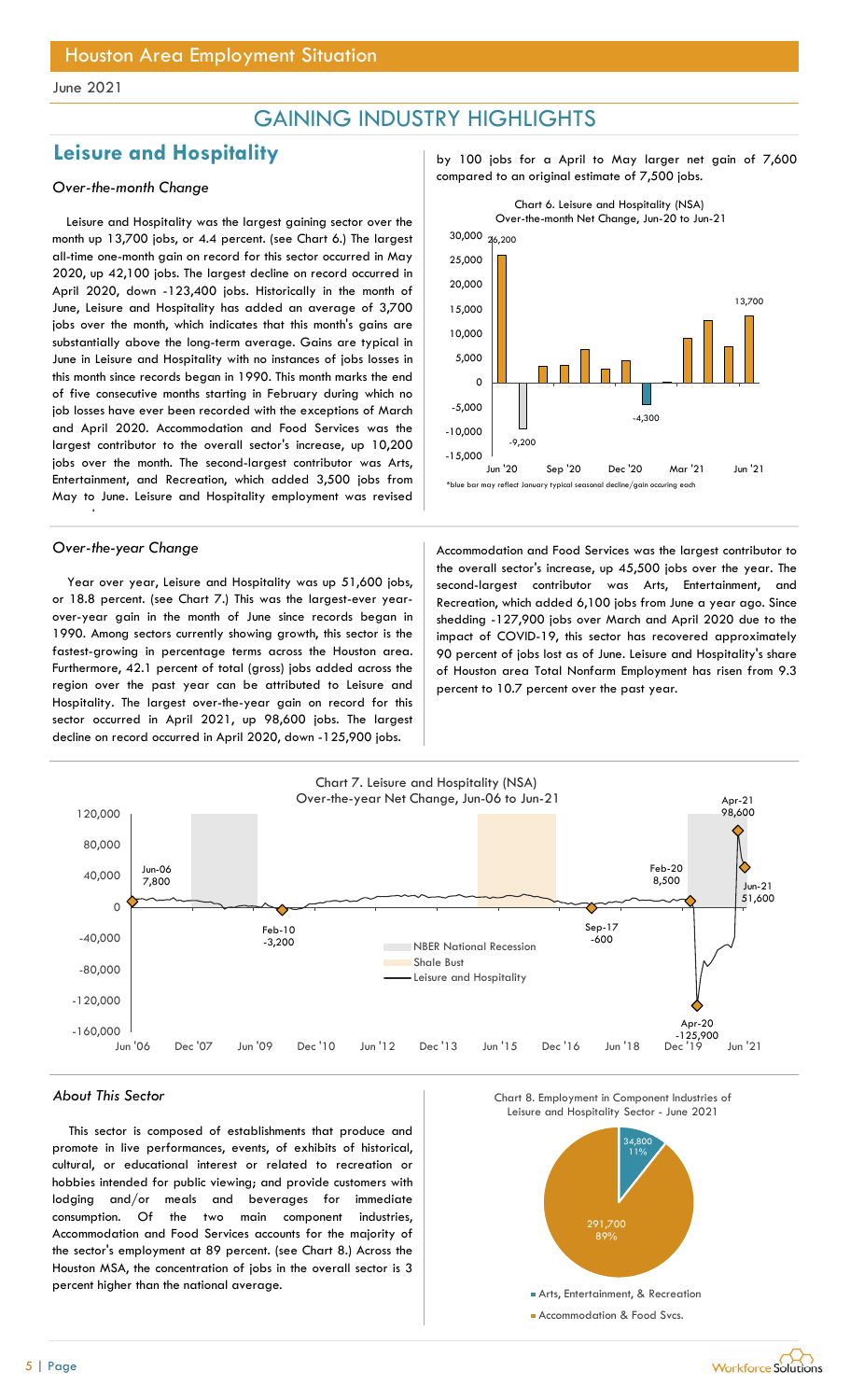June 2021

# GAINING INDUSTRY HIGHLIGHTS

## Leisure and Hospitality

*Over-the-month Change*

Leisure and Hospitality was the largest gaining sector over the month up 13,700 jobs, or 4.4 percent. (see Chart 6.) The largest all-time one-month gain on record for this sector occurred in May 2020, up 42,100 jobs. The largest decline on record occurred in April 2020, down -123,400 jobs. Historically in the month of June, Leisure and Hospitality has added an average of 3,700 jobs over the month, which indicates that this month's gains are substantially above the long-term average. Gains are typical in June in Leisure and Hospitality with no instances of jobs losses in this month since records began in 1990. This month marks the end of five consecutive months starting in February during which no job losses have ever been recorded with the exceptions of March and April 2020. Accommodation and Food Services was the largest contributor to the overall sector's increase, up 10,200 jobs over the month. The second-largest contributor was Arts, Entertainment, and Recreation, which added 3,500 jobs from May to June. Leisure and Hospitality employment was revised by 100 jobs for a April to May larger net gain of 7,600 compared to an original estimate of 7,500 jobs.

Chart 6. Leisure and Hospitality (NSA) Over-the-month Net Change, Jun-20 to Jun-21

*blue bar may reflect January typical seasonal decline/gain occuring each

*Over-the-year Change*

Year over year, Leisure and Hospitality was up 51,600 jobs, or 18.8 percent. (see Chart 7.) This was the largest-ever year-over-year gain in the month of June since records began in 1990. Among sectors currently showing growth, this sector is the fastest-growing in percentage terms across the Houston area. Furthermore, 42.1 percent of total (gross) jobs added across the region over the past year can be attributed to Leisure and Hospitality. The largest over-the-year gain on record for this sector occurred in April 2021, up 98,600 jobs. The largest decline on record occurred in April 2020, down -125,900 jobs. Accommodation and Food Services was the largest contributor to the overall sector's increase, up 45,500 jobs over the year. The second-largest contributor was Arts, Entertainment, and Recreation, which added 6,100 jobs from June a year ago. Since shedding -127,900 jobs over March and April 2020 due to the impact of COVID-19, this sector has recovered approximately 90 percent of jobs lost as of June. Leisure and Hospitality's share of Houston area Total Nonfarm Employment has risen from 9.3 percent to 10.7 percent over the past year.

Chart 7. Leisure and Hospitality (NSA) Over-the-year Net Change, Jun-06 to Jun-21

*About This Sector*

This sector is composed of establishments that produce and promote in live performances, events, of exhibits of historical, cultural, or educational interest or related to recreation or hobbies intended for public viewing; and provide customers with lodging and/or meals and beverages for immediate consumption. Of the two main component industries, Accommodation and Food Services accounts for the majority of the sector's employment at 89 percent. (see Chart 8.) Across the Houston MSA, the concentration of jobs in the overall sector is 3 percent higher than the national average.

Chart 8. Employment in Component Industries of Leisure and Hospitality Sector - June 2021

| Component | Employment | Share |
| --- | --- | --- |
| Arts, Entertainment, & Recreation | 34,800 | 11% |
| Accommodation & Food Svcs. | 291,700 | 89% |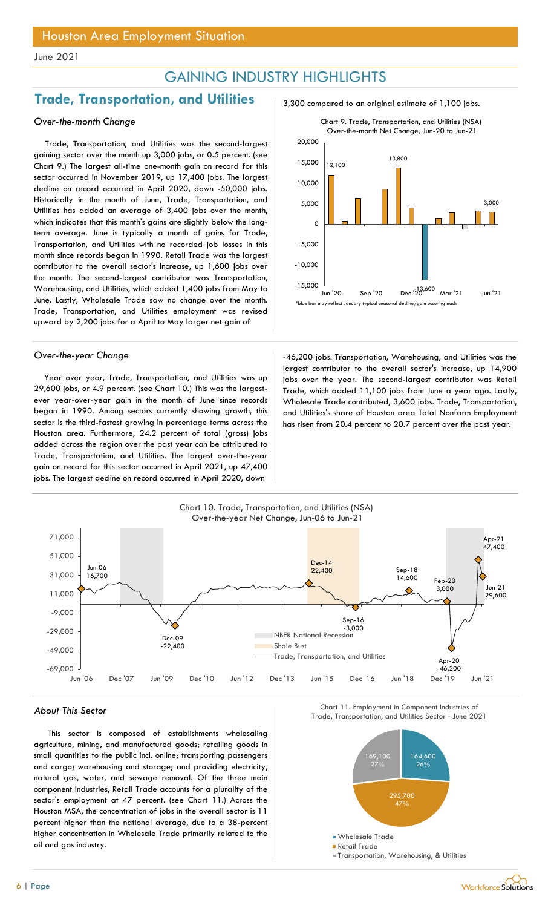Houston Area Employment Situation

June 2021

## GAINING INDUSTRY HIGHLIGHTS

## Trade, Transportation, and Utilities

### *Over-the-month Change*

Trade, Transportation, and Utilities was the second-largest gaining sector over the month up 3,000 jobs, or 0.5 percent. (see Chart 9.) The largest all-time one-month gain on record for this sector occurred in November 2019, up 17,400 jobs. The largest decline on record occurred in April 2020, down -50,000 jobs. Historically in the month of June, Trade, Transportation, and Utilities has added an average of 3,400 jobs over the month, which indicates that this month's gains are slightly below the long-term average. June is typically a month of gains for Trade, Transportation, and Utilities with no recorded job losses in this month since records began in 1990. Retail Trade was the largest contributor to the overall sector's increase, up 1,600 jobs over the month. The second-largest contributor was Transportation, Warehousing, and Utilities, which added 1,400 jobs from May to June. Lastly, Wholesale Trade saw no change over the month. Trade, Transportation, and Utilities employment was revised upward by 2,200 jobs for a April to May larger net gain of 3,300 compared to an original estimate of 1,100 jobs.

Chart 9. Trade, Transportation, and Utilities (NSA) Over-the-month Net Change, Jun-20 to Jun-21

*blue bar may reflect January typical seasonal decline/gain occuring each

### *Over-the-year Change*

Year over year, Trade, Transportation, and Utilities was up 29,600 jobs, or 4.9 percent. (see Chart 10.) This was the largest-ever year-over-year gain in the month of June since records began in 1990. Among sectors currently showing growth, this sector is the third-fastest growing in percentage terms across the Houston area. Furthermore, 24.2 percent of total (gross) jobs added across the region over the past year can be attributed to Trade, Transportation, and Utilities. The largest over-the-year gain on record for this sector occurred in April 2021, up 47,400 jobs. The largest decline on record occurred in April 2020, down -46,200 jobs. Transportation, Warehousing, and Utilities was the largest contributor to the overall sector's increase, up 14,900 jobs over the year. The second-largest contributor was Retail Trade, which added 11,100 jobs from June a year ago. Lastly, Wholesale Trade contributed, 3,600 jobs. Trade, Transportation, and Utilities's share of Houston area Total Nonfarm Employment has risen from 20.4 percent to 20.7 percent over the past year.

Chart 10. Trade, Transportation, and Utilities (NSA) Over-the-year Net Change, Jun-06 to Jun-21

### *About This Sector*

This sector is composed of establishments wholesaling agriculture, mining, and manufactured goods; retailing goods in small quantities to the public incl. online; transporting passengers and cargo; warehousing and storage; and providing electricity, natural gas, water, and sewage removal. Of the three main component industries, Retail Trade accounts for a plurality of the sector's employment at 47 percent. (see Chart 11.) Across the Houston MSA, the concentration of jobs in the overall sector is 11 percent higher than the national average, due to a 38-percent higher concentration in Wholesale Trade primarily related to the oil and gas industry.

Chart 11. Employment in Component Industries of Trade, Transportation, and Utilities Sector - June 2021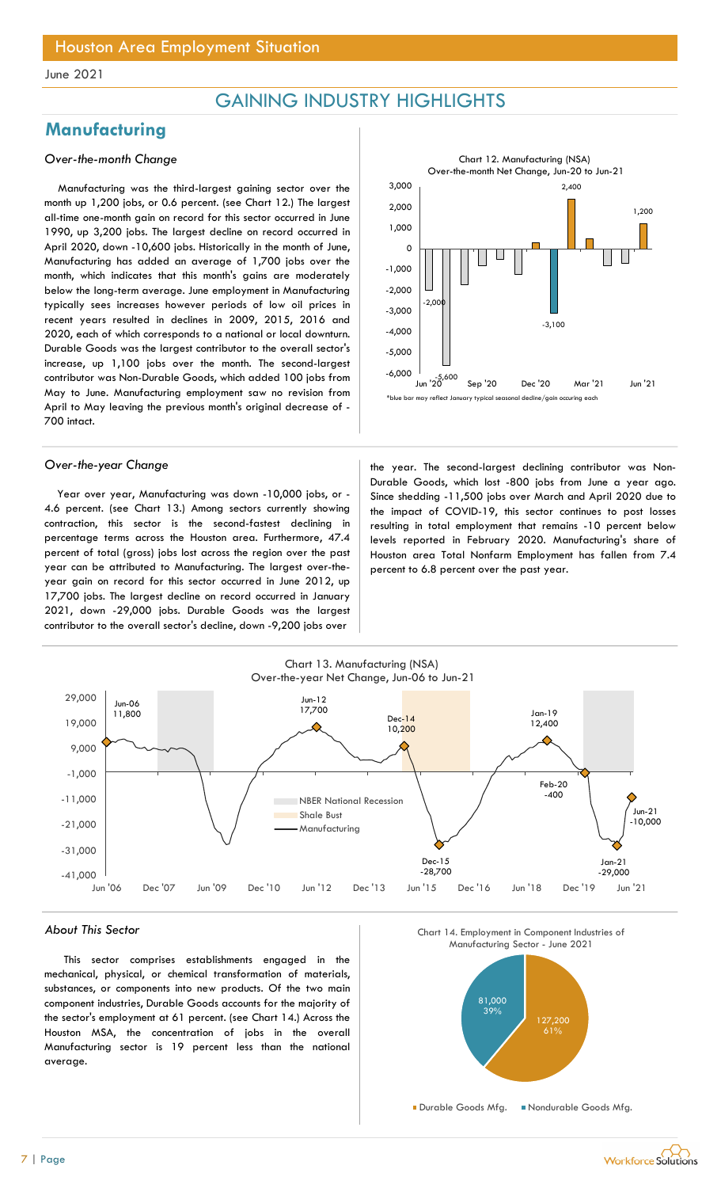Houston Area Employment Situation

June 2021

## GAINING INDUSTRY HIGHLIGHTS

# Manufacturing

### *Over-the-month Change*

Manufacturing was the third-largest gaining sector over the month up 1,200 jobs, or 0.6 percent. (see Chart 12.) The largest all-time one-month gain on record for this sector occurred in June 1990, up 3,200 jobs. The largest decline on record occurred in April 2020, down -10,600 jobs. Historically in the month of June, Manufacturing has added an average of 1,700 jobs over the month, which indicates that this month's gains are moderately below the long-term average. June employment in Manufacturing typically sees increases however periods of low oil prices in recent years resulted in declines in 2009, 2015, 2016 and 2020, each of which corresponds to a national or local downturn. Durable Goods was the largest contributor to the overall sector's increase, up 1,100 jobs over the month. The second-largest contributor was Non-Durable Goods, which added 100 jobs from May to June. Manufacturing employment saw no revision from April to May leaving the previous month's original decrease of -700 intact.

Chart 12. Manufacturing (NSA) Over-the-month Net Change, Jun-20 to Jun-21

*blue bar may reflect January typical seasonal decline/gain occuring each

### *Over-the-year Change*

Year over year, Manufacturing was down -10,000 jobs, or -4.6 percent. (see Chart 13.) Among sectors currently showing contraction, this sector is the second-fastest declining in percentage terms across the Houston area. Furthermore, 47.4 percent of total (gross) jobs lost across the region over the past year can be attributed to Manufacturing. The largest over-the-year gain on record for this sector occurred in June 2012, up 17,700 jobs. The largest decline on record occurred in January 2021, down -29,000 jobs. Durable Goods was the largest contributor to the overall sector's decline, down -9,200 jobs over the year. The second-largest declining contributor was Non-Durable Goods, which lost -800 jobs from June a year ago. Since shedding -11,500 jobs over March and April 2020 due to the impact of COVID-19, this sector continues to post losses resulting in total employment that remains -10 percent below levels reported in February 2020. Manufacturing's share of Houston area Total Nonfarm Employment has fallen from 7.4 percent to 6.8 percent over the past year.

Chart 13. Manufacturing (NSA) Over-the-year Net Change, Jun-06 to Jun-21

### *About This Sector*

This sector comprises establishments engaged in the mechanical, physical, or chemical transformation of materials, substances, or components into new products. Of the two main component industries, Durable Goods accounts for the majority of the sector's employment at 61 percent. (see Chart 14.) Across the Houston MSA, the concentration of jobs in the overall Manufacturing sector is 19 percent less than the national average.

Chart 14. Employment in Component Industries of Manufacturing Sector - June 2021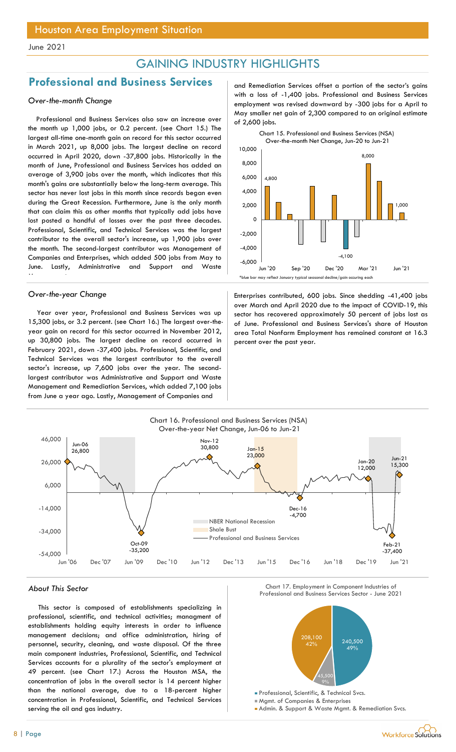# GAINING INDUSTRY HIGHLIGHTS

## Professional and Business Services

### *Over-the-month Change*

Professional and Business Services also saw an increase over the month up 1,000 jobs, or 0.2 percent. (see Chart 15.) The largest all-time one-month gain on record for this sector occurred in March 2021, up 8,000 jobs. The largest decline on record occurred in April 2020, down -37,800 jobs. Historically in the month of June, Professional and Business Services has added an average of 3,900 jobs over the month, which indicates that this month's gains are substantially below the long-term average. This sector has never lost jobs in this month since records began even during the Great Recession. Furthermore, June is the only month that can claim this as other months that typically add jobs have lost posted a handful of losses over the past three decades. Professional, Scientific, and Technical Services was the largest contributor to the overall sector's increase, up 1,900 jobs over the month. The second-largest contributor was Management of Companies and Enterprises, which added 500 jobs from May to June. Lastly, Administrative and Support and Waste Management and Remediation Services offset a portion of the sector's gains with a loss of -1,400 jobs. Professional and Business Services employment was revised downward by -300 jobs for a April to May smaller net gain of 2,300 compared to an original estimate of 2,600 jobs.

Chart 15. Professional and Business Services (NSA) Over-the-month Net Change, Jun-20 to Jun-21

*blue bar may reflect January typical seasonal decline/gain occuring each

### *Over-the-year Change*

Year over year, Professional and Business Services was up 15,300 jobs, or 3.2 percent. (see Chart 16.) The largest over-the-year gain on record for this sector occurred in November 2012, up 30,800 jobs. The largest decline on record occurred in February 2021, down -37,400 jobs. Professional, Scientific, and Technical Services was the largest contributor to the overall sector's increase, up 7,600 jobs over the year. The second-largest contributor was Administrative and Support and Waste Management and Remediation Services, which added 7,100 jobs from June a year ago. Lastly, Management of Companies and Enterprises contributed, 600 jobs. Since shedding -41,400 jobs over March and April 2020 due to the impact of COVID-19, this sector has recovered approximately 50 percent of jobs lost as of June. Professional and Business Services's share of Houston area Total Nonfarm Employment has remained constant at 16.3 percent over the past year.

Chart 16. Professional and Business Services (NSA) Over-the-year Net Change, Jun-06 to Jun-21

### *About This Sector*

This sector is composed of establishments specializing in professional, scientific, and technical activities; managment of establishments holding equity interests in order to influence management decisions; and office administration, hiring of personnel, security, cleaning, and waste disposal. Of the three main component industries, Professional, Scientific, and Technical Services accounts for a plurality of the sector's employment at 49 percent. (see Chart 17.) Across the Houston MSA, the concentration of jobs in the overall sector is 14 percent higher than the national average, due to a 18-percent higher concentration in Professional, Scientific, and Technical Services serving the oil and gas industry.

Chart 17. Employment in Component Industries of Professional and Business Services Sector - June 2021

- Professional, Scientific, & Technical Svcs. — 240,500 (49%)
- Mgmt. of Companies & Enterprises — 45,500 (9%)
- Admin. & Support & Waste Mgmt. & Remediation Svcs. — 208,100 (42%)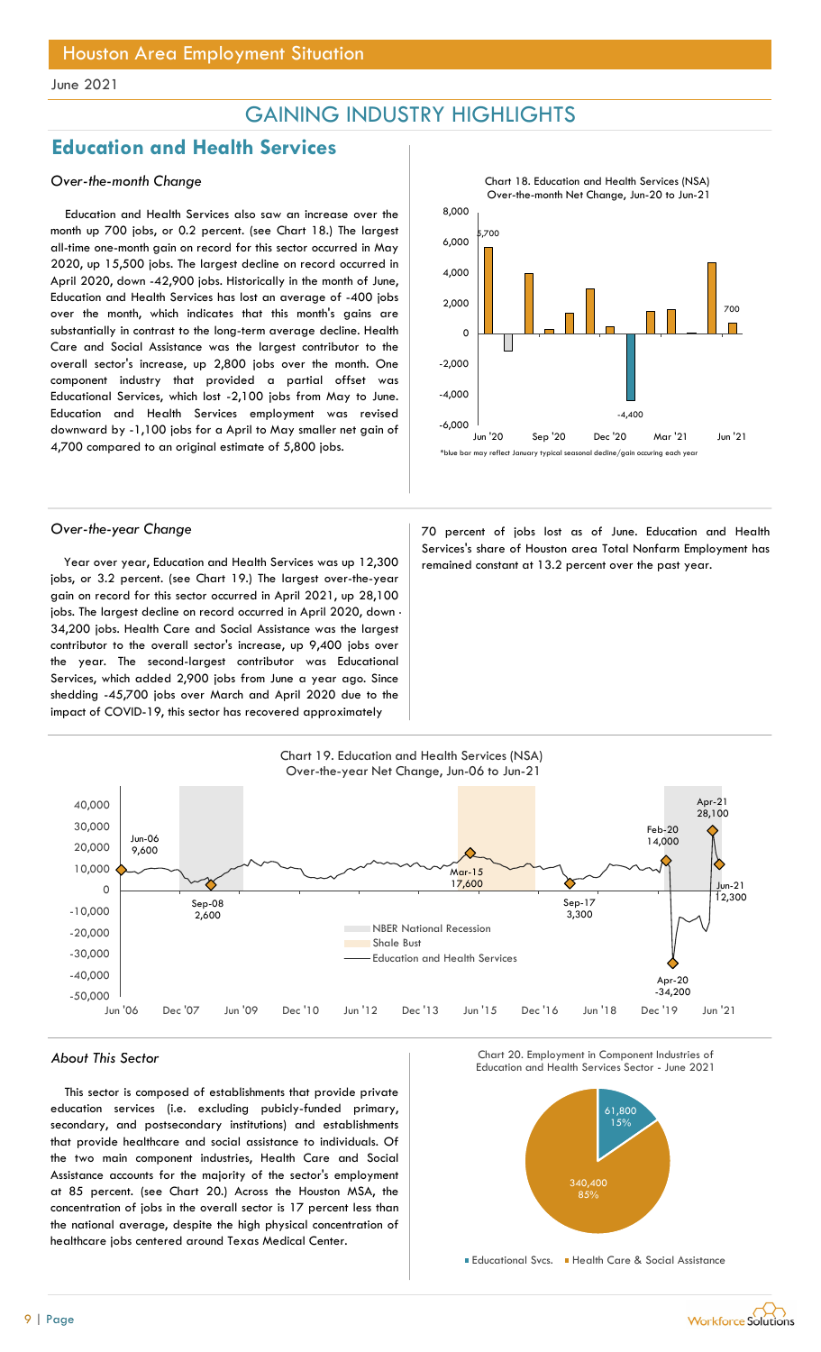## GAINING INDUSTRY HIGHLIGHTS

# Education and Health Services

### *Over-the-month Change*

Education and Health Services also saw an increase over the month up 700 jobs, or 0.2 percent. (see Chart 18.) The largest all-time one-month gain on record for this sector occurred in May 2020, up 15,500 jobs. The largest decline on record occurred in April 2020, down -42,900 jobs. Historically in the month of June, Education and Health Services has lost an average of -400 jobs over the month, which indicates that this month's gains are substantially in contrast to the long-term average decline. Health Care and Social Assistance was the largest contributor to the overall sector's increase, up 2,800 jobs over the month. One component industry that provided a partial offset was Educational Services, which lost -2,100 jobs from May to June. Education and Health Services employment was revised downward by -1,100 jobs for a April to May smaller net gain of 4,700 compared to an original estimate of 5,800 jobs.

Chart 18. Education and Health Services (NSA) Over-the-month Net Change, Jun-20 to Jun-21

*blue bar may reflect January typical seasonal decline/gain occuring each year

### *Over-the-year Change*

Year over year, Education and Health Services was up 12,300 jobs, or 3.2 percent. (see Chart 19.) The largest over-the-year gain on record for this sector occurred in April 2021, up 28,100 jobs. The largest decline on record occurred in April 2020, down -34,200 jobs. Health Care and Social Assistance was the largest contributor to the overall sector's increase, up 9,400 jobs over the year. The second-largest contributor was Educational Services, which added 2,900 jobs from June a year ago. Since shedding -45,700 jobs over March and April 2020 due to the impact of COVID-19, this sector has recovered approximately 70 percent of jobs lost as of June. Education and Health Services's share of Houston area Total Nonfarm Employment has remained constant at 13.2 percent over the past year.

Chart 19. Education and Health Services (NSA) Over-the-year Net Change, Jun-06 to Jun-21

### *About This Sector*

This sector is composed of establishments that provide private education services (i.e. excluding pubicly-funded primary, secondary, and postsecondary institutions) and establishments that provide healthcare and social assistance to individuals. Of the two main component industries, Health Care and Social Assistance accounts for the majority of the sector's employment at 85 percent. (see Chart 20.) Across the Houston MSA, the concentration of jobs in the overall sector is 17 percent less than the national average, despite the high physical concentration of healthcare jobs centered around Texas Medical Center.

Chart 20. Employment in Component Industries of Education and Health Services Sector - June 2021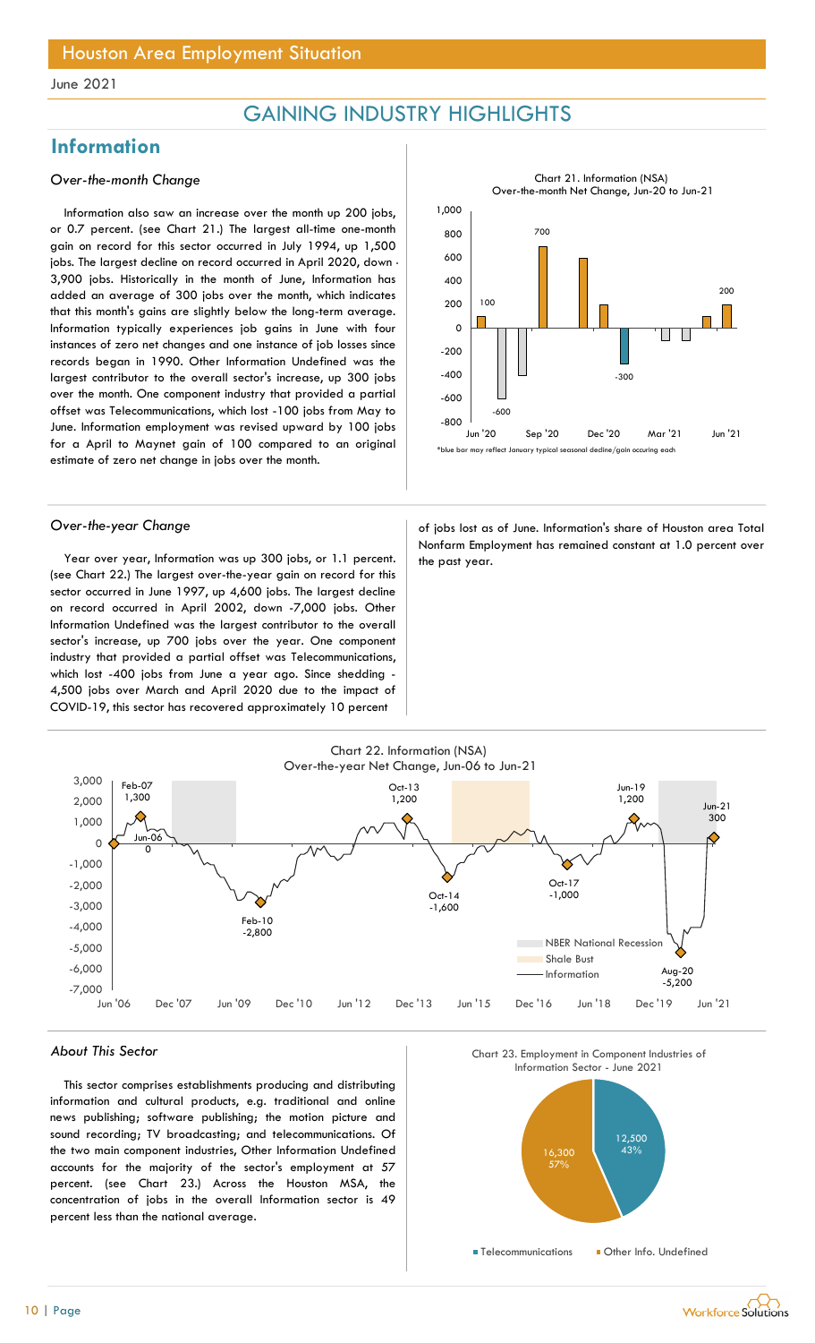# GAINING INDUSTRY HIGHLIGHTS

## Information

### *Over-the-month Change*

Information also saw an increase over the month up 200 jobs, or 0.7 percent. (see Chart 21.) The largest all-time one-month gain on record for this sector occurred in July 1994, up 1,500 jobs. The largest decline on record occurred in April 2020, down -3,900 jobs. Historically in the month of June, Information has added an average of 300 jobs over the month, which indicates that this month's gains are slightly below the long-term average. Information typically experiences job gains in June with four instances of zero net changes and one instance of job losses since records began in 1990. Other Information Undefined was the largest contributor to the overall sector's increase, up 300 jobs over the month. One component industry that provided a partial offset was Telecommunications, which lost -100 jobs from May to June. Information employment was revised upward by 100 jobs for a April to Maynet gain of 100 compared to an original estimate of zero net change in jobs over the month.

Chart 21. Information (NSA) Over-the-month Net Change, Jun-20 to Jun-21

*blue bar may reflect January typical seasonal decline/gain occuring each

### *Over-the-year Change*

Year over year, Information was up 300 jobs, or 1.1 percent. (see Chart 22.) The largest over-the-year gain on record for this sector occurred in June 1997, up 4,600 jobs. The largest decline on record occurred in April 2002, down -7,000 jobs. Other Information Undefined was the largest contributor to the overall sector's increase, up 700 jobs over the year. One component industry that provided a partial offset was Telecommunications, which lost -400 jobs from June a year ago. Since shedding -4,500 jobs over March and April 2020 due to the impact of COVID-19, this sector has recovered approximately 10 percent of jobs lost as of June. Information's share of Houston area Total Nonfarm Employment has remained constant at 1.0 percent over the past year.

Chart 22. Information (NSA) Over-the-year Net Change, Jun-06 to Jun-21

### *About This Sector*

This sector comprises establishments producing and distributing information and cultural products, e.g. traditional and online news publishing; software publishing; the motion picture and sound recording; TV broadcasting; and telecommunications. Of the two main component industries, Other Information Undefined accounts for the majority of the sector's employment at 57 percent. (see Chart 23.) Across the Houston MSA, the concentration of jobs in the overall Information sector is 49 percent less than the national average.

Chart 23. Employment in Component Industries of Information Sector - June 2021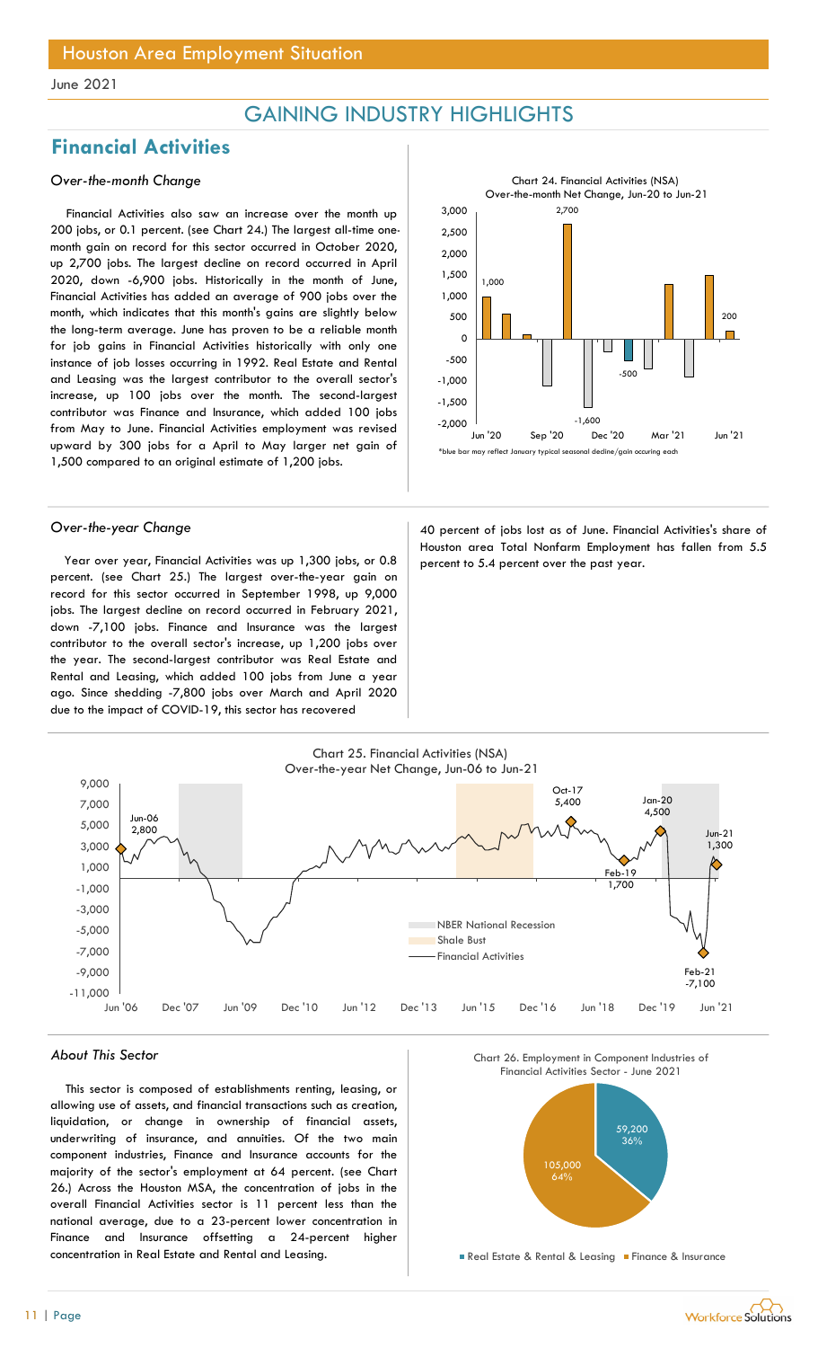June 2021

# GAINING INDUSTRY HIGHLIGHTS

## Financial Activities

### *Over-the-month Change*

Financial Activities also saw an increase over the month up 200 jobs, or 0.1 percent. (see Chart 24.) The largest all-time one-month gain on record for this sector occurred in October 2020, up 2,700 jobs. The largest decline on record occurred in April 2020, down -6,900 jobs. Historically in the month of June, Financial Activities has added an average of 900 jobs over the month, which indicates that this month's gains are slightly below the long-term average. June has proven to be a reliable month for job gains in Financial Activities historically with only one instance of job losses occurring in 1992. Real Estate and Rental and Leasing was the largest contributor to the overall sector's increase, up 100 jobs over the month. The second-largest contributor was Finance and Insurance, which added 100 jobs from May to June. Financial Activities employment was revised upward by 300 jobs for a April to May larger net gain of 1,500 compared to an original estimate of 1,200 jobs.

Chart 24. Financial Activities (NSA) Over-the-month Net Change, Jun-20 to Jun-21

*blue bar may reflect January typical seasonal decline/gain occuring each

### *Over-the-year Change*

Year over year, Financial Activities was up 1,300 jobs, or 0.8 percent. (see Chart 25.) The largest over-the-year gain on record for this sector occurred in September 1998, up 9,000 jobs. The largest decline on record occurred in February 2021, down -7,100 jobs. Finance and Insurance was the largest contributor to the overall sector's increase, up 1,200 jobs over the year. The second-largest contributor was Real Estate and Rental and Leasing, which added 100 jobs from June a year ago. Since shedding -7,800 jobs over March and April 2020 due to the impact of COVID-19, this sector has recovered 40 percent of jobs lost as of June. Financial Activities's share of Houston area Total Nonfarm Employment has fallen from 5.5 percent to 5.4 percent over the past year.

Chart 25. Financial Activities (NSA) Over-the-year Net Change, Jun-06 to Jun-21

### *About This Sector*

This sector is composed of establishments renting, leasing, or allowing use of assets, and financial transactions such as creation, liquidation, or change in ownership of financial assets, underwriting of insurance, and annuities. Of the two main component industries, Finance and Insurance accounts for the majority of the sector's employment at 64 percent. (see Chart 26.) Across the Houston MSA, the concentration of jobs in the overall Financial Activities sector is 11 percent less than the national average, due to a 23-percent lower concentration in Finance and Insurance offsetting a 24-percent higher concentration in Real Estate and Rental and Leasing.

Chart 26. Employment in Component Industries of Financial Activities Sector - June 2021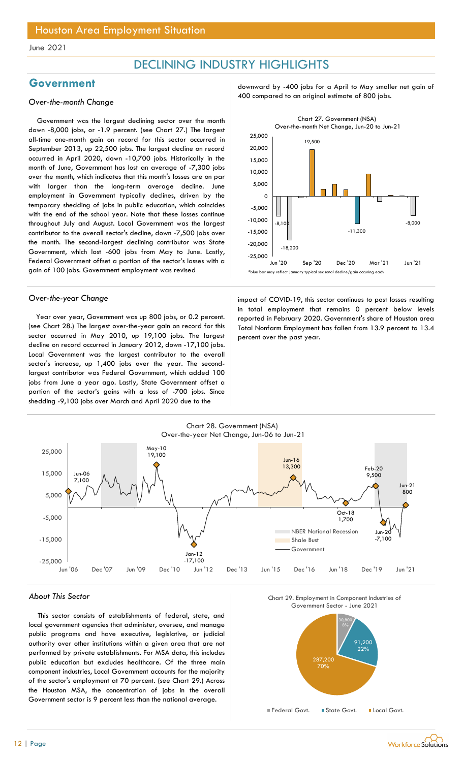## DECLINING INDUSTRY HIGHLIGHTS

## Government

*Over-the-month Change*

Government was the largest declining sector over the month down -8,000 jobs, or -1.9 percent. (see Chart 27.) The largest all-time one-month gain on record for this sector occurred in September 2013, up 22,500 jobs. The largest decline on record occurred in April 2020, down -10,700 jobs. Historically in the month of June, Government has lost an average of -7,300 jobs over the month, which indicates that this month's losses are on par with larger than the long-term average decline. June employment in Government typically declines, driven by the temporary shedding of jobs in public education, which coincides with the end of the school year. Note that these losses continue throughout July and August. Local Government was the largest contributor to the overall sector's decline, down -7,500 jobs over the month. The second-largest declining contributor was State Government, which lost -600 jobs from May to June. Lastly, Federal Government offset a portion of the sector's losses with a gain of 100 jobs. Government employment was revised downward by -400 jobs for a April to May smaller net gain of 400 compared to an original estimate of 800 jobs.

Chart 27. Government (NSA) Over-the-month Net Change, Jun-20 to Jun-21

*blue bar may reflect January typical seasonal decline/gain occuring each

*Over-the-year Change*

Year over year, Government was up 800 jobs, or 0.2 percent. (see Chart 28.) The largest over-the-year gain on record for this sector occurred in May 2010, up 19,100 jobs. The largest decline on record occurred in January 2012, down -17,100 jobs. Local Government was the largest contributor to the overall sector's increase, up 1,400 jobs over the year. The second-largest contributor was Federal Government, which added 100 jobs from June a year ago. Lastly, State Government offset a portion of the sector's gains with a loss of -700 jobs. Since shedding -9,100 jobs over March and April 2020 due to the impact of COVID-19, this sector continues to post losses resulting in total employment that remains 0 percent below levels reported in February 2020. Government's share of Houston area Total Nonfarm Employment has fallen from 13.9 percent to 13.4 percent over the past year.

Chart 28. Government (NSA) Over-the-year Net Change, Jun-06 to Jun-21

*About This Sector*

This sector consists of establishments of federal, state, and local government agencies that administer, oversee, and manage public programs and have executive, legislative, or judicial authority over other institutions within a given area that are not performed by private establishments. For MSA data, this includes public education but excludes healthcare. Of the three main component industries, Local Government accounts for the majority of the sector's employment at 70 percent. (see Chart 29.) Across the Houston MSA, the concentration of jobs in the overall Government sector is 9 percent less than the national average.

Chart 29. Employment in Component Industries of Government Sector - June 2021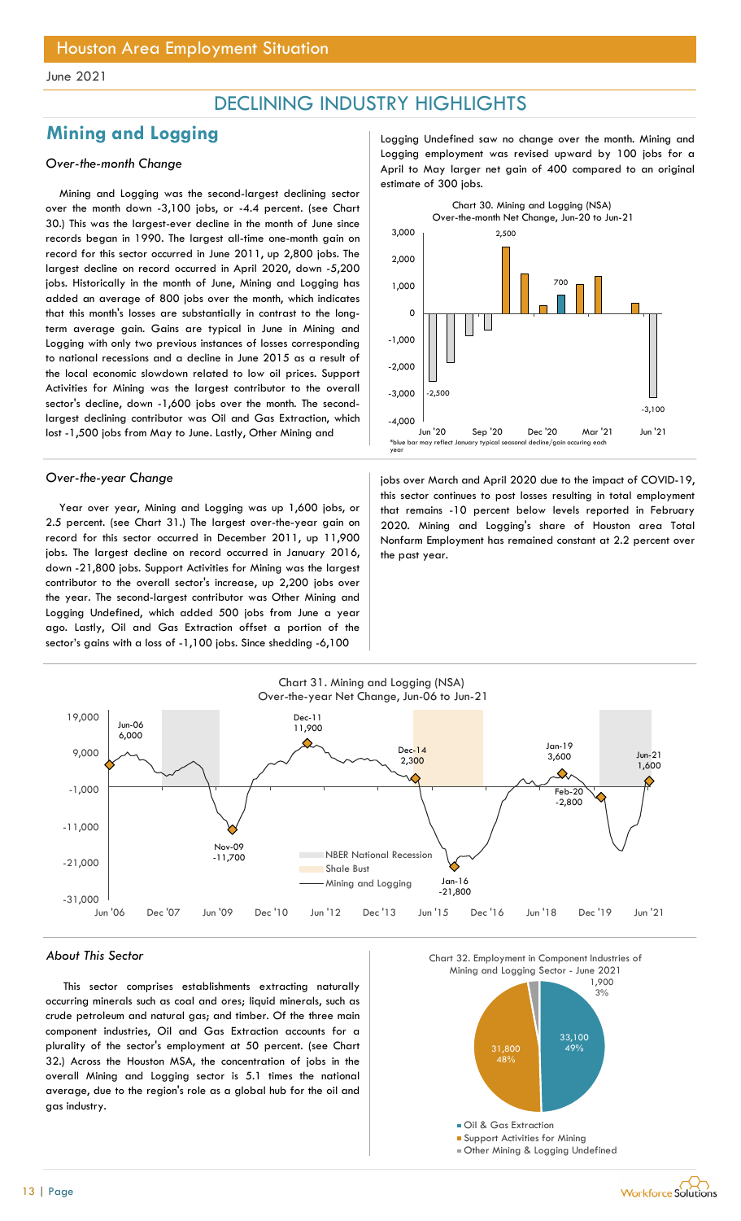## DECLINING INDUSTRY HIGHLIGHTS

## Mining and Logging

*Over-the-month Change*

Mining and Logging was the second-largest declining sector over the month down -3,100 jobs, or -4.4 percent. (see Chart 30.) This was the largest-ever decline in the month of June since records began in 1990. The largest all-time one-month gain on record for this sector occurred in June 2011, up 2,800 jobs. The largest decline on record occurred in April 2020, down -5,200 jobs. Historically in the month of June, Mining and Logging has added an average of 800 jobs over the month, which indicates that this month's losses are substantially in contrast to the long-term average gain. Gains are typical in June in Mining and Logging with only two previous instances of losses corresponding to national recessions and a decline in June 2015 as a result of the local economic slowdown related to low oil prices. Support Activities for Mining was the largest contributor to the overall sector's decline, down -1,600 jobs over the month. The second-largest declining contributor was Oil and Gas Extraction, which lost -1,500 jobs from May to June. Lastly, Other Mining and Logging Undefined saw no change over the month. Mining and Logging employment was revised upward by 100 jobs for a April to May larger net gain of 400 compared to an original estimate of 300 jobs.

Chart 30. Mining and Logging (NSA) Over-the-month Net Change, Jun-20 to Jun-21

*blue bar may reflect January typical seasonal decline/gain occuring each year

*Over-the-year Change*

Year over year, Mining and Logging was up 1,600 jobs, or 2.5 percent. (see Chart 31.) The largest over-the-year gain on record for this sector occurred in December 2011, up 11,900 jobs. The largest decline on record occurred in January 2016, down -21,800 jobs. Support Activities for Mining was the largest contributor to the overall sector's increase, up 2,200 jobs over the year. The second-largest contributor was Other Mining and Logging Undefined, which added 500 jobs from June a year ago. Lastly, Oil and Gas Extraction offset a portion of the sector's gains with a loss of -1,100 jobs. Since shedding -6,100 jobs over March and April 2020 due to the impact of COVID-19, this sector continues to post losses resulting in total employment that remains -10 percent below levels reported in February 2020. Mining and Logging's share of Houston area Total Nonfarm Employment has remained constant at 2.2 percent over the past year.

Chart 31. Mining and Logging (NSA) Over-the-year Net Change, Jun-06 to Jun-21

*About This Sector*

This sector comprises establishments extracting naturally occurring minerals such as coal and ores; liquid minerals, such as crude petroleum and natural gas; and timber. Of the three main component industries, Oil and Gas Extraction accounts for a plurality of the sector's employment at 50 percent. (see Chart 32.) Across the Houston MSA, the concentration of jobs in the overall Mining and Logging sector is 5.1 times the national average, due to the region's role as a global hub for the oil and gas industry.

Chart 32. Employment in Component Industries of Mining and Logging Sector - June 2021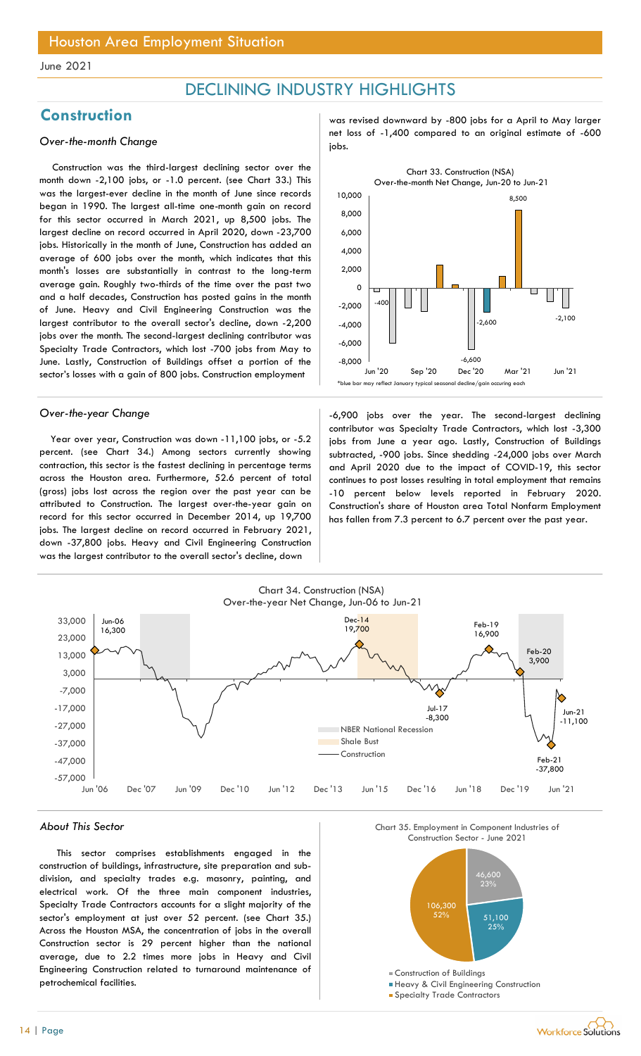## DECLINING INDUSTRY HIGHLIGHTS

## Construction

### *Over-the-month Change*

Construction was the third-largest declining sector over the month down -2,100 jobs, or -1.0 percent. (see Chart 33.) This was the largest-ever decline in the month of June since records began in 1990. The largest all-time one-month gain on record for this sector occurred in March 2021, up 8,500 jobs. The largest decline on record occurred in April 2020, down -23,700 jobs. Historically in the month of June, Construction has added an average of 600 jobs over the month, which indicates that this month's losses are substantially in contrast to the long-term average gain. Roughly two-thirds of the time over the past two and a half decades, Construction has posted gains in the month of June. Heavy and Civil Engineering Construction was the largest contributor to the overall sector's decline, down -2,200 jobs over the month. The second-largest declining contributor was Specialty Trade Contractors, which lost -700 jobs from May to June. Lastly, Construction of Buildings offset a portion of the sector's losses with a gain of 800 jobs. Construction employment was revised downward by -800 jobs for a April to May larger net loss of -1,400 compared to an original estimate of -600 jobs.

Chart 33. Construction (NSA) Over-the-month Net Change, Jun-20 to Jun-21

*blue bar may reflect January typical seasonal decline/gain occuring each

### *Over-the-year Change*

Year over year, Construction was down -11,100 jobs, or -5.2 percent. (see Chart 34.) Among sectors currently showing contraction, this sector is the fastest declining in percentage terms across the Houston area. Furthermore, 52.6 percent of total (gross) jobs lost across the region over the past year can be attributed to Construction. The largest over-the-year gain on record for this sector occurred in December 2014, up 19,700 jobs. The largest decline on record occurred in February 2021, down -37,800 jobs. Heavy and Civil Engineering Construction was the largest contributor to the overall sector's decline, down -6,900 jobs over the year. The second-largest declining contributor was Specialty Trade Contractors, which lost -3,300 jobs from June a year ago. Lastly, Construction of Buildings subtracted, -900 jobs. Since shedding -24,000 jobs over March and April 2020 due to the impact of COVID-19, this sector continues to post losses resulting in total employment that remains -10 percent below levels reported in February 2020. Construction's share of Houston area Total Nonfarm Employment has fallen from 7.3 percent to 6.7 percent over the past year.

Chart 34. Construction (NSA) Over-the-year Net Change, Jun-06 to Jun-21

### *About This Sector*

This sector comprises establishments engaged in the construction of buildings, infrastructure, site preparation and sub-division, and specialty trades e.g. masonry, painting, and electrical work. Of the three main component industries, Specialty Trade Contractors accounts for a slight majority of the sector's employment at just over 52 percent. (see Chart 35.) Across the Houston MSA, the concentration of jobs in the overall Construction sector is 29 percent higher than the national average, due to 2.2 times more jobs in Heavy and Civil Engineering Construction related to turnaround maintenance of petrochemical facilities.

Chart 35. Employment in Component Industries of Construction Sector - June 2021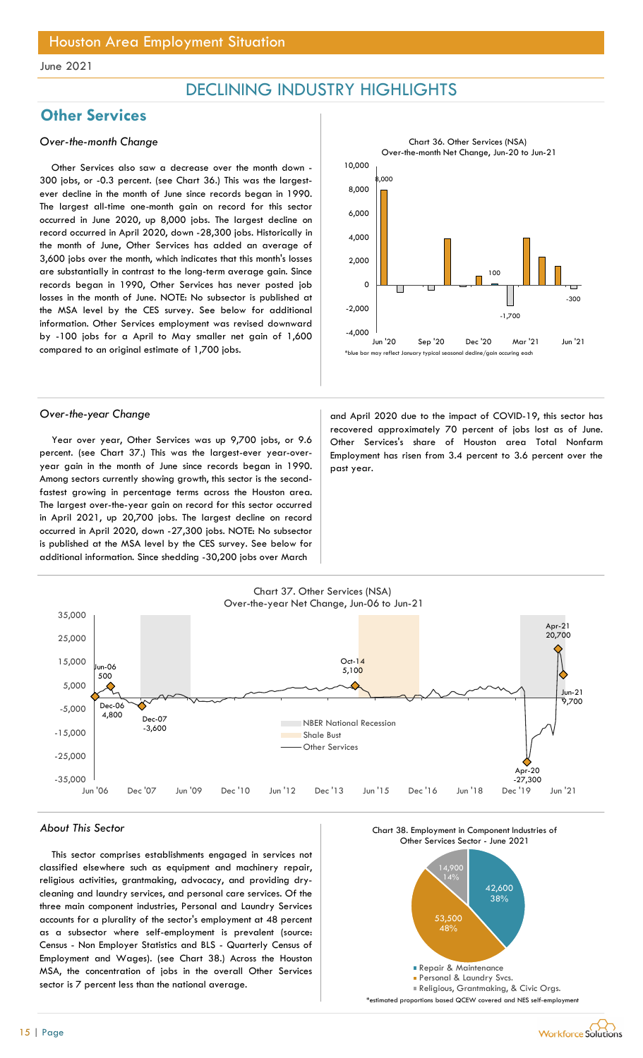## DECLINING INDUSTRY HIGHLIGHTS

## Other Services

### *Over-the-month Change*

Other Services also saw a decrease over the month down -300 jobs, or -0.3 percent. (see Chart 36.) This was the largest-ever decline in the month of June since records began in 1990. The largest all-time one-month gain on record for this sector occurred in June 2020, up 8,000 jobs. The largest decline on record occurred in April 2020, down -28,300 jobs. Historically in the month of June, Other Services has added an average of 3,600 jobs over the month, which indicates that this month's losses are substantially in contrast to the long-term average gain. Since records began in 1990, Other Services has never posted job losses in the month of June. NOTE: No subsector is published at the MSA level by the CES survey. See below for additional information. Other Services employment was revised downward by -100 jobs for a April to May smaller net gain of 1,600 compared to an original estimate of 1,700 jobs.

Chart 36. Other Services (NSA) Over-the-month Net Change, Jun-20 to Jun-21

*blue bar may reflect January typical seasonal decline/gain occuring each

### *Over-the-year Change*

Year over year, Other Services was up 9,700 jobs, or 9.6 percent. (see Chart 37.) This was the largest-ever year-over-year gain in the month of June since records began in 1990. Among sectors currently showing growth, this sector is the second-fastest growing in percentage terms across the Houston area. The largest over-the-year gain on record for this sector occurred in April 2021, up 20,700 jobs. The largest decline on record occurred in April 2020, down -27,300 jobs. NOTE: No subsector is published at the MSA level by the CES survey. See below for additional information. Since shedding -30,200 jobs over March and April 2020 due to the impact of COVID-19, this sector has recovered approximately 70 percent of jobs lost as of June. Other Services's share of Houston area Total Nonfarm Employment has risen from 3.4 percent to 3.6 percent over the past year.

Chart 37. Other Services (NSA) Over-the-year Net Change, Jun-06 to Jun-21

### *About This Sector*

This sector comprises establishments engaged in services not classified elsewhere such as equipment and machinery repair, religious activities, grantmaking, advocacy, and providing dry-cleaning and laundry services, and personal care services. Of the three main component industries, Personal and Laundry Services accounts for a plurality of the sector's employment at 48 percent as a subsector where self-employment is prevalent (source: Census - Non Employer Statistics and BLS - Quarterly Census of Employment and Wages). (see Chart 38.) Across the Houston MSA, the concentration of jobs in the overall Other Services sector is 7 percent less than the national average.

Chart 38. Employment in Component Industries of Other Services Sector - June 2021

| Component Industry | Employment | Share |
|---|---|---|
| Repair & Maintenance | 42,600 | 38% |
| Personal & Laundry Svcs. | 53,500 | 48% |
| Religious, Grantmaking, & Civic Orgs. | 14,900 | 14% |

*estimated proportions based QCEW covered and NES self-employment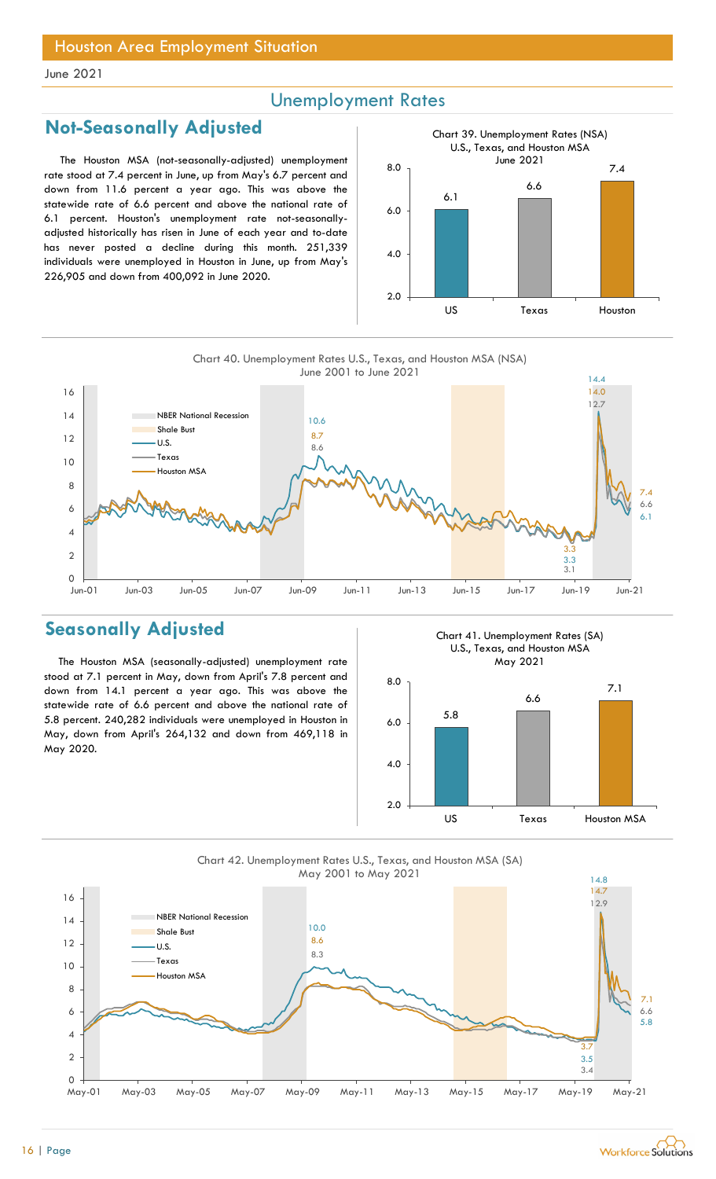June 2021

## Unemployment Rates

## Not-Seasonally Adjusted

The Houston MSA (not-seasonally-adjusted) unemployment rate stood at 7.4 percent in June, up from May's 6.7 percent and down from 11.6 percent a year ago. This was above the statewide rate of 6.6 percent and above the national rate of 6.1 percent. Houston's unemployment rate not-seasonally-adjusted historically has risen in June of each year and to-date has never posted a decline during this month. 251,339 individuals were unemployed in Houston in June, up from May's 226,905 and down from 400,092 in June 2020.

Chart 39. Unemployment Rates (NSA) U.S., Texas, and Houston MSA June 2021

| | US | Texas | Houston |
|---|---|---|---|
| Rate | 6.1 | 6.6 | 7.4 |

Chart 40. Unemployment Rates U.S., Texas, and Houston MSA (NSA) June 2001 to June 2021

## Seasonally Adjusted

The Houston MSA (seasonally-adjusted) unemployment rate stood at 7.1 percent in May, down from April's 7.8 percent and down from 14.1 percent a year ago. This was above the statewide rate of 6.6 percent and above the national rate of 5.8 percent. 240,282 individuals were unemployed in Houston in May, down from April's 264,132 and down from 469,118 in May 2020.

Chart 41. Unemployment Rates (SA) U.S., Texas, and Houston MSA May 2021

| | US | Texas | Houston MSA |
|---|---|---|---|
| Rate | 5.8 | 6.6 | 7.1 |

Chart 42. Unemployment Rates U.S., Texas, and Houston MSA (SA) May 2001 to May 2021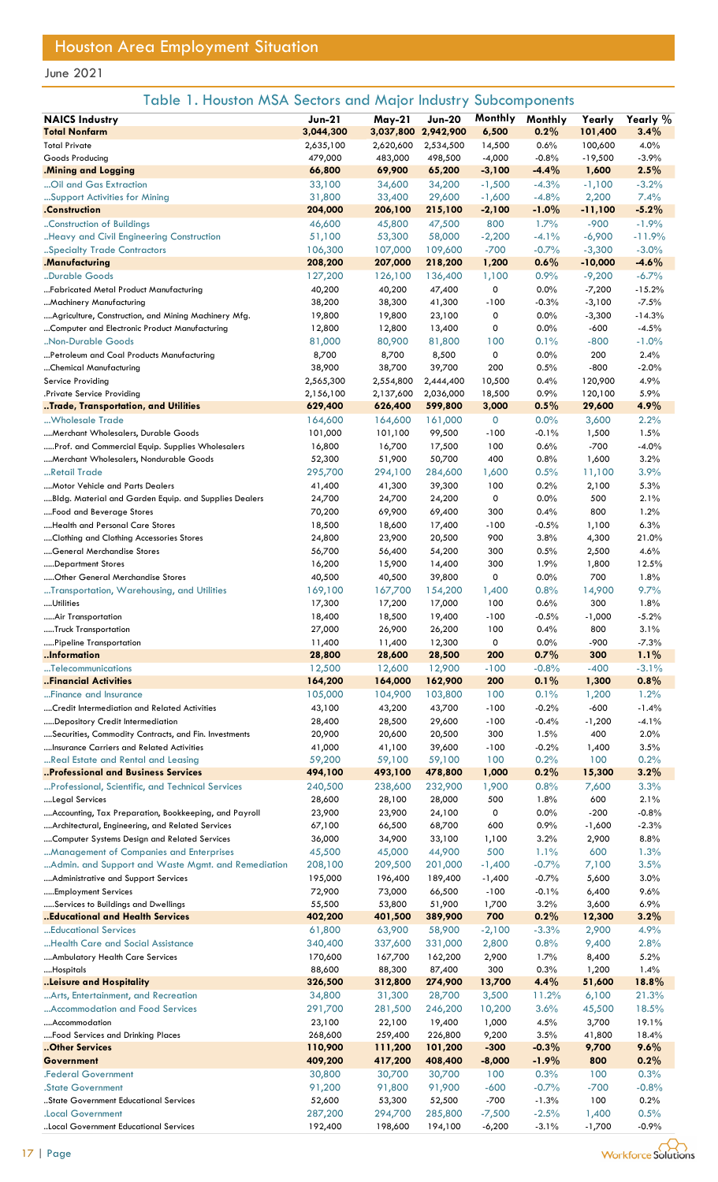# Houston Area Employment Situation

June 2021

## Table 1. Houston MSA Sectors and Major Industry Subcomponents

| NAICS Industry | Jun-21 | May-21 | Jun-20 | Monthly | Monthly | Yearly | Yearly % |
|---|---|---|---|---|---|---|---|
| **Total Nonfarm** | **3,044,300** | **3,037,800** | **2,942,900** | **6,500** | **0.2%** | **101,400** | **3.4%** |
| Total Private | 2,635,100 | 2,620,600 | 2,534,500 | 14,500 | 0.6% | 100,600 | 4.0% |
| Goods Producing | 479,000 | 483,000 | 498,500 | -4,000 | -0.8% | -19,500 | -3.9% |
| **.Mining and Logging** | **66,800** | **69,900** | **65,200** | **-3,100** | **-4.4%** | **1,600** | **2.5%** |
| ...Oil and Gas Extraction | 33,100 | 34,600 | 34,200 | -1,500 | -4.3% | -1,100 | -3.2% |
| ...Support Activities for Mining | 31,800 | 33,400 | 29,600 | -1,600 | -4.8% | 2,200 | 7.4% |
| **.Construction** | **204,000** | **206,100** | **215,100** | **-2,100** | **-1.0%** | **-11,100** | **-5.2%** |
| ..Construction of Buildings | 46,600 | 45,800 | 47,500 | 800 | 1.7% | -900 | -1.9% |
| ..Heavy and Civil Engineering Construction | 51,100 | 53,300 | 58,000 | -2,200 | -4.1% | -6,900 | -11.9% |
| ..Specialty Trade Contractors | 106,300 | 107,000 | 109,600 | -700 | -0.7% | -3,300 | -3.0% |
| **.Manufacturing** | **208,200** | **207,000** | **218,200** | **1,200** | **0.6%** | **-10,000** | **-4.6%** |
| ..Durable Goods | 127,200 | 126,100 | 136,400 | 1,100 | 0.9% | -9,200 | -6.7% |
| ...Fabricated Metal Product Manufacturing | 40,200 | 40,200 | 47,400 | 0 | 0.0% | -7,200 | -15.2% |
| ...Machinery Manufacturing | 38,200 | 38,300 | 41,300 | -100 | -0.3% | -3,100 | -7.5% |
| ....Agriculture, Construction, and Mining Machinery Mfg. | 19,800 | 19,800 | 23,100 | 0 | 0.0% | -3,300 | -14.3% |
| ...Computer and Electronic Product Manufacturing | 12,800 | 12,800 | 13,400 | 0 | 0.0% | -600 | -4.5% |
| ..Non-Durable Goods | 81,000 | 80,900 | 81,800 | 100 | 0.1% | -800 | -1.0% |
| ...Petroleum and Coal Products Manufacturing | 8,700 | 8,700 | 8,500 | 0 | 0.0% | 200 | 2.4% |
| ...Chemical Manufacturing | 38,900 | 38,700 | 39,700 | 200 | 0.5% | -800 | -2.0% |
| Service Providing | 2,565,300 | 2,554,800 | 2,444,400 | 10,500 | 0.4% | 120,900 | 4.9% |
| .Private Service Providing | 2,156,100 | 2,137,600 | 2,036,000 | 18,500 | 0.9% | 120,100 | 5.9% |
| **..Trade, Transportation, and Utilities** | **629,400** | **626,400** | **599,800** | **3,000** | **0.5%** | **29,600** | **4.9%** |
| ...Wholesale Trade | 164,600 | 164,600 | 161,000 | 0 | 0.0% | 3,600 | 2.2% |
| ....Merchant Wholesalers, Durable Goods | 101,000 | 101,100 | 99,500 | -100 | -0.1% | 1,500 | 1.5% |
| .....Prof. and Commercial Equip. Supplies Wholesalers | 16,800 | 16,700 | 17,500 | 100 | 0.6% | -700 | -4.0% |
| ....Merchant Wholesalers, Nondurable Goods | 52,300 | 51,900 | 50,700 | 400 | 0.8% | 1,600 | 3.2% |
| ...Retail Trade | 295,700 | 294,100 | 284,600 | 1,600 | 0.5% | 11,100 | 3.9% |
| ....Motor Vehicle and Parts Dealers | 41,400 | 41,300 | 39,300 | 100 | 0.2% | 2,100 | 5.3% |
| ....Bldg. Material and Garden Equip. and Supplies Dealers | 24,700 | 24,700 | 24,200 | 0 | 0.0% | 500 | 2.1% |
| ....Food and Beverage Stores | 70,200 | 69,900 | 69,400 | 300 | 0.4% | 800 | 1.2% |
| ....Health and Personal Care Stores | 18,500 | 18,600 | 17,400 | -100 | -0.5% | 1,100 | 6.3% |
| ....Clothing and Clothing Accessories Stores | 24,800 | 23,900 | 20,500 | 900 | 3.8% | 4,300 | 21.0% |
| ....General Merchandise Stores | 56,700 | 56,400 | 54,200 | 300 | 0.5% | 2,500 | 4.6% |
| .....Department Stores | 16,200 | 15,900 | 14,400 | 300 | 1.9% | 1,800 | 12.5% |
| .....Other General Merchandise Stores | 40,500 | 40,500 | 39,800 | 0 | 0.0% | 700 | 1.8% |
| ...Transportation, Warehousing, and Utilities | 169,100 | 167,700 | 154,200 | 1,400 | 0.8% | 14,900 | 9.7% |
| ....Utilities | 17,300 | 17,200 | 17,000 | 100 | 0.6% | 300 | 1.8% |
| .....Air Transportation | 18,400 | 18,500 | 19,400 | -100 | -0.5% | -1,000 | -5.2% |
| .....Truck Transportation | 27,000 | 26,900 | 26,200 | 100 | 0.4% | 800 | 3.1% |
| .....Pipeline Transportation | 11,400 | 11,400 | 12,300 | 0 | 0.0% | -900 | -7.3% |
| **..Information** | **28,800** | **28,600** | **28,500** | **200** | **0.7%** | **300** | **1.1%** |
| ...Telecommunications | 12,500 | 12,600 | 12,900 | -100 | -0.8% | -400 | -3.1% |
| **..Financial Activities** | **164,200** | **164,000** | **162,900** | **200** | **0.1%** | **1,300** | **0.8%** |
| ...Finance and Insurance | 105,000 | 104,900 | 103,800 | 100 | 0.1% | 1,200 | 1.2% |
| ....Credit Intermediation and Related Activities | 43,100 | 43,200 | 43,700 | -100 | -0.2% | -600 | -1.4% |
| .....Depository Credit Intermediation | 28,400 | 28,500 | 29,600 | -100 | -0.4% | -1,200 | -4.1% |
| ....Securities, Commodity Contracts, and Fin. Investments | 20,900 | 20,600 | 20,500 | 300 | 1.5% | 400 | 2.0% |
| ....Insurance Carriers and Related Activities | 41,000 | 41,100 | 39,600 | -100 | -0.2% | 1,400 | 3.5% |
| ...Real Estate and Rental and Leasing | 59,200 | 59,100 | 59,100 | 100 | 0.2% | 100 | 0.2% |
| **..Professional and Business Services** | **494,100** | **493,100** | **478,800** | **1,000** | **0.2%** | **15,300** | **3.2%** |
| ...Professional, Scientific, and Technical Services | 240,500 | 238,600 | 232,900 | 1,900 | 0.8% | 7,600 | 3.3% |
| ....Legal Services | 28,600 | 28,100 | 28,000 | 500 | 1.8% | 600 | 2.1% |
| ....Accounting, Tax Preparation, Bookkeeping, and Payroll | 23,900 | 23,900 | 24,100 | 0 | 0.0% | -200 | -0.8% |
| ....Architectural, Engineering, and Related Services | 67,100 | 66,500 | 68,700 | 600 | 0.9% | -1,600 | -2.3% |
| ....Computer Systems Design and Related Services | 36,000 | 34,900 | 33,100 | 1,100 | 3.2% | 2,900 | 8.8% |
| ...Management of Companies and Enterprises | 45,500 | 45,000 | 44,900 | 500 | 1.1% | 600 | 1.3% |
| ...Admin. and Support and Waste Mgmt. and Remediation | 208,100 | 209,500 | 201,000 | -1,400 | -0.7% | 7,100 | 3.5% |
| ....Administrative and Support Services | 195,000 | 196,400 | 189,400 | -1,400 | -0.7% | 5,600 | 3.0% |
| .....Employment Services | 72,900 | 73,000 | 66,500 | -100 | -0.1% | 6,400 | 9.6% |
| .....Services to Buildings and Dwellings | 55,500 | 53,800 | 51,900 | 1,700 | 3.2% | 3,600 | 6.9% |
| **..Educational and Health Services** | **402,200** | **401,500** | **389,900** | **700** | **0.2%** | **12,300** | **3.2%** |
| ...Educational Services | 61,800 | 63,900 | 58,900 | -2,100 | -3.3% | 2,900 | 4.9% |
| ...Health Care and Social Assistance | 340,400 | 337,600 | 331,000 | 2,800 | 0.8% | 9,400 | 2.8% |
| ....Ambulatory Health Care Services | 170,600 | 167,700 | 162,200 | 2,900 | 1.7% | 8,400 | 5.2% |
| ....Hospitals | 88,600 | 88,300 | 87,400 | 300 | 0.3% | 1,200 | 1.4% |
| **..Leisure and Hospitality** | **326,500** | **312,800** | **274,900** | **13,700** | **4.4%** | **51,600** | **18.8%** |
| ...Arts, Entertainment, and Recreation | 34,800 | 31,300 | 28,700 | 3,500 | 11.2% | 6,100 | 21.3% |
| ...Accommodation and Food Services | 291,700 | 281,500 | 246,200 | 10,200 | 3.6% | 45,500 | 18.5% |
| ....Accommodation | 23,100 | 22,100 | 19,400 | 1,000 | 4.5% | 3,700 | 19.1% |
| ....Food Services and Drinking Places | 268,600 | 259,400 | 226,800 | 9,200 | 3.5% | 41,800 | 18.4% |
| **..Other Services** | **110,900** | **111,200** | **101,200** | **-300** | **-0.3%** | **9,700** | **9.6%** |
| **Government** | **409,200** | **417,200** | **408,400** | **-8,000** | **-1.9%** | **800** | **0.2%** |
| .Federal Government | 30,800 | 30,700 | 30,700 | 100 | 0.3% | 100 | 0.3% |
| .State Government | 91,200 | 91,800 | 91,900 | -600 | -0.7% | -700 | -0.8% |
| ..State Government Educational Services | 52,600 | 53,300 | 52,500 | -700 | -1.3% | 100 | 0.2% |
| .Local Government | 287,200 | 294,700 | 285,800 | -7,500 | -2.5% | 1,400 | 0.5% |
| ..Local Government Educational Services | 192,400 | 198,600 | 194,100 | -6,200 | -3.1% | -1,700 | -0.9% |